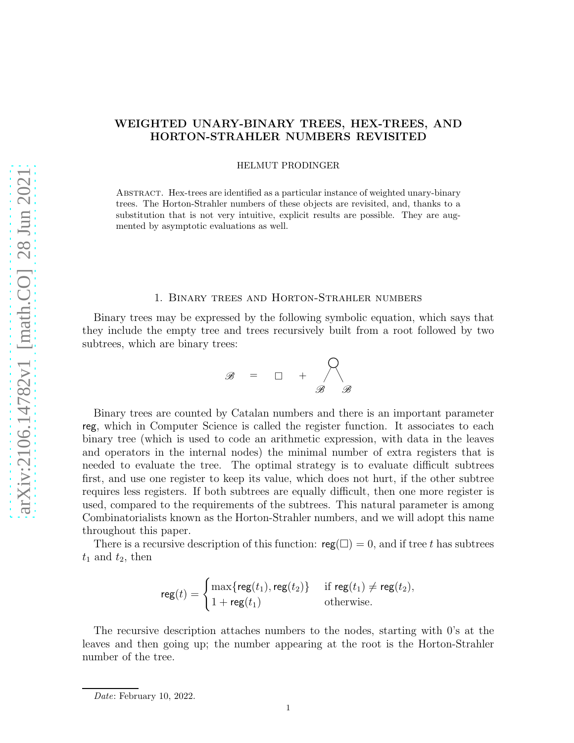# WEIGHTED UNARY-BINARY TREES, HEX-TREES, AND HORTON-STRAHLER NUMBERS REVISITED

HELMUT PRODINGER

Abstract. Hex-trees are identified as a particular instance of weighted unary-binary trees. The Horton-Strahler numbers of these objects are revisited, and, thanks to a substitution that is not very intuitive, explicit results are possible. They are augmented by asymptotic evaluations as well.

## 1. Binary trees and Horton-Strahler numbers

Binary trees may be expressed by the following symbolic equation, which says that they include the empty tree and trees recursively built from a root followed by two subtrees, which are binary trees:

$$\mathscr{B} \quad = \quad \square \quad + \quad \overset{\bigcirc}{\mathscr{B} \quad \mathscr{B}}$$

Binary trees are counted by Catalan numbers and there is an important parameter $\mathsf{reg}$, which in Computer Science is called the register function. It associates to each binary tree (which is used to code an arithmetic expression, with data in the leaves and operators in the internal nodes) the minimal number of extra registers that is needed to evaluate the tree. The optimal strategy is to evaluate difficult subtrees first, and use one register to keep its value, which does not hurt, if the other subtree requires less registers. If both subtrees are equally difficult, then one more register is used, compared to the requirements of the subtrees. This natural parameter is among Combinatorialists known as the Horton-Strahler numbers, and we will adopt this name throughout this paper.

There is a recursive description of this function: $\mathsf{reg}(\square) = 0$, and if tree $t$ has subtrees $t_1$ and $t_2$, then

$$\mathsf{reg}(t) = \begin{cases} \max\{\mathsf{reg}(t_1), \mathsf{reg}(t_2)\} & \text{if } \mathsf{reg}(t_1) \neq \mathsf{reg}(t_2), \\ 1 + \mathsf{reg}(t_1) & \text{otherwise.} \end{cases}$$

The recursive description attaches numbers to the nodes, starting with 0's at the leaves and then going up; the number appearing at the root is the Horton-Strahler number of the tree.

*Date*: February 10, 2022.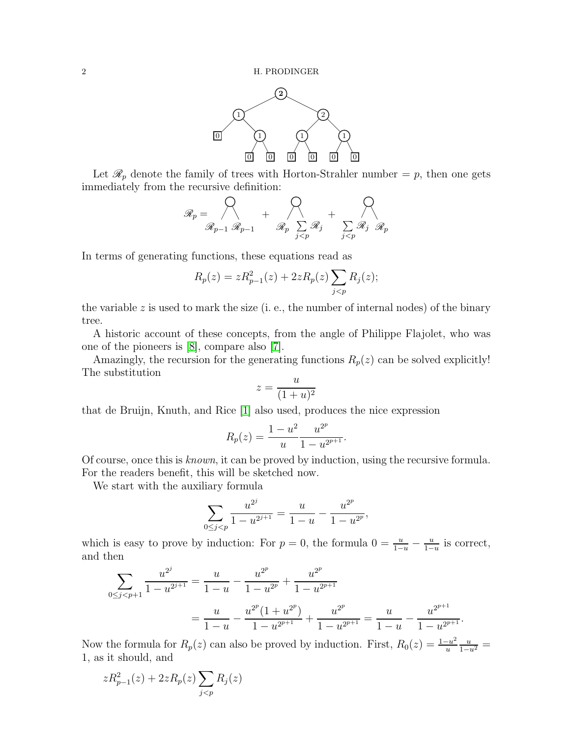Let $\mathscr{R}_p$ denote the family of trees with Horton-Strahler number $= p$, then one gets immediately from the recursive definition:

$$\mathscr{R}_p = \underset{\mathscr{R}_{p-1}\ \mathscr{R}_{p-1}}{\bigcirc} + \underset{\mathscr{R}_p\ \sum_{j<p}\mathscr{R}_j}{\bigcirc} + \underset{\sum_{j<p}\mathscr{R}_j\ \mathscr{R}_p}{\bigcirc}$$

In terms of generating functions, these equations read as

$$R_p(z) = zR_{p-1}^2(z) + 2zR_p(z)\sum_{j<p} R_j(z);$$

the variable $z$ is used to mark the size (i. e., the number of internal nodes) of the binary tree.

A historic account of these concepts, from the angle of Philippe Flajolet, who was one of the pioneers is [8], compare also [7].

Amazingly, the recursion for the generating functions $R_p(z)$ can be solved explicitly! The substitution

$$z = \frac{u}{(1+u)^2}$$

that de Bruijn, Knuth, and Rice [1] also used, produces the nice expression

$$R_p(z) = \frac{1-u^2}{u}\frac{u^{2^p}}{1-u^{2^{p+1}}}.$$

Of course, once this is *known*, it can be proved by induction, using the recursive formula. For the readers benefit, this will be sketched now.

We start with the auxiliary formula

$$\sum_{0\le j<p} \frac{u^{2^j}}{1-u^{2^{j+1}}} = \frac{u}{1-u} - \frac{u^{2^p}}{1-u^{2^p}},$$

which is easy to prove by induction: For $p=0$, the formula $0 = \frac{u}{1-u} - \frac{u}{1-u}$ is correct, and then

$$\begin{aligned}
\sum_{0\le j<p+1} \frac{u^{2^j}}{1-u^{2^{j+1}}} &= \frac{u}{1-u} - \frac{u^{2^p}}{1-u^{2^p}} + \frac{u^{2^p}}{1-u^{2^{p+1}}} \\
&= \frac{u}{1-u} - \frac{u^{2^p}(1+u^{2^p})}{1-u^{2^{p+1}}} + \frac{u^{2^p}}{1-u^{2^{p+1}}} = \frac{u}{1-u} - \frac{u^{2^{p+1}}}{1-u^{2^{p+1}}}.
\end{aligned}$$

Now the formula for $R_p(z)$ can also be proved by induction. First, $R_0(z) = \frac{1-u^2}{u}\frac{u}{1-u^2} = 1$, as it should, and

$$zR_{p-1}^2(z) + 2zR_p(z)\sum_{j<p} R_j(z)$$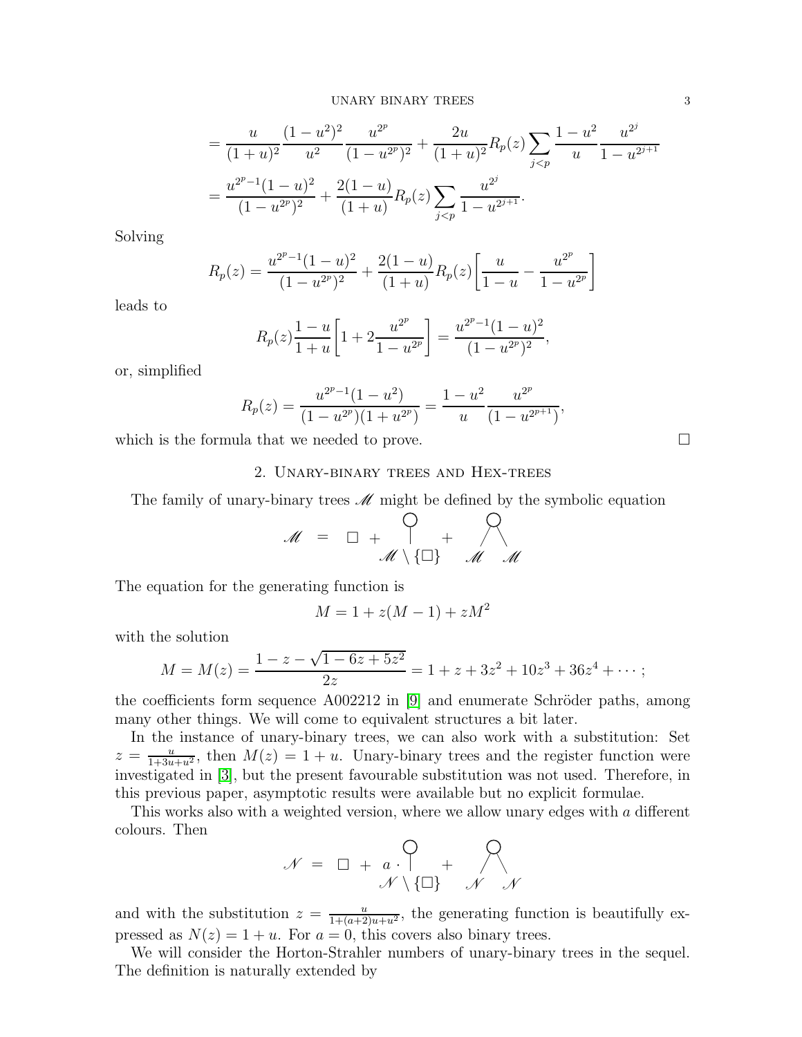$$= \frac{u}{(1+u)^2}\frac{(1-u^2)^2}{u^2}\frac{u^{2^p}}{(1-u^{2^p})^2} + \frac{2u}{(1+u)^2}R_p(z)\sum_{j<p}\frac{1-u^2}{u}\frac{u^{2^j}}{1-u^{2^{j+1}}}$$

$$= \frac{u^{2^p-1}(1-u)^2}{(1-u^{2^p})^2} + \frac{2(1-u)}{(1+u)}R_p(z)\sum_{j<p}\frac{u^{2^j}}{1-u^{2^{j+1}}}.$$

Solving

$$R_p(z) = \frac{u^{2^p-1}(1-u)^2}{(1-u^{2^p})^2} + \frac{2(1-u)}{(1+u)}R_p(z)\biggl[\frac{u}{1-u} - \frac{u^{2^p}}{1-u^{2^p}}\biggr]$$

leads to

$$R_p(z)\frac{1-u}{1+u}\biggl[1 + 2\frac{u^{2^p}}{1-u^{2^p}}\biggr] = \frac{u^{2^p-1}(1-u)^2}{(1-u^{2^p})^2},$$

or, simplified

$$R_p(z) = \frac{u^{2^p-1}(1-u^2)}{(1-u^{2^p})(1+u^{2^p})} = \frac{1-u^2}{u}\frac{u^{2^p}}{(1-u^{2^{p+1}})},$$

which is the formula that we needed to prove. □

## 2. Unary-binary trees and Hex-trees

The family of unary-binary trees $\mathscr{M}$ might be defined by the symbolic equation

$$\mathscr{M} \;=\; \square \;+\; \bigcirc\!\!-\!\!\!\mid\; (\mathscr{M}\setminus\{\square\}) \;+\; \bigcirc(\mathscr{M}\;\;\mathscr{M})$$

The equation for the generating function is

$$M = 1 + z(M-1) + zM^2$$

with the solution

$$M = M(z) = \frac{1-z-\sqrt{1-6z+5z^2}}{2z} = 1 + z + 3z^2 + 10z^3 + 36z^4 + \cdots;$$

the coefficients form sequence A002212 in [9] and enumerate Schröder paths, among many other things. We will come to equivalent structures a bit later.

In the instance of unary-binary trees, we can also work with a substitution: Set $z = \frac{u}{1+3u+u^2}$, then $M(z) = 1+u$. Unary-binary trees and the register function were investigated in [3], but the present favourable substitution was not used. Therefore, in this previous paper, asymptotic results were available but no explicit formulae.

This works also with a weighted version, where we allow unary edges with $a$ different colours. Then

$$\mathscr{N} \;=\; \square \;+\; a\cdot \bigcirc\!\!-\!\!\!\mid\; (\mathscr{N}\setminus\{\square\}) \;+\; \bigcirc(\mathscr{N}\;\;\mathscr{N})$$

and with the substitution $z = \frac{u}{1+(a+2)u+u^2}$, the generating function is beautifully expressed as $N(z) = 1+u$. For $a=0$, this covers also binary trees.

We will consider the Horton-Strahler numbers of unary-binary trees in the sequel. The definition is naturally extended by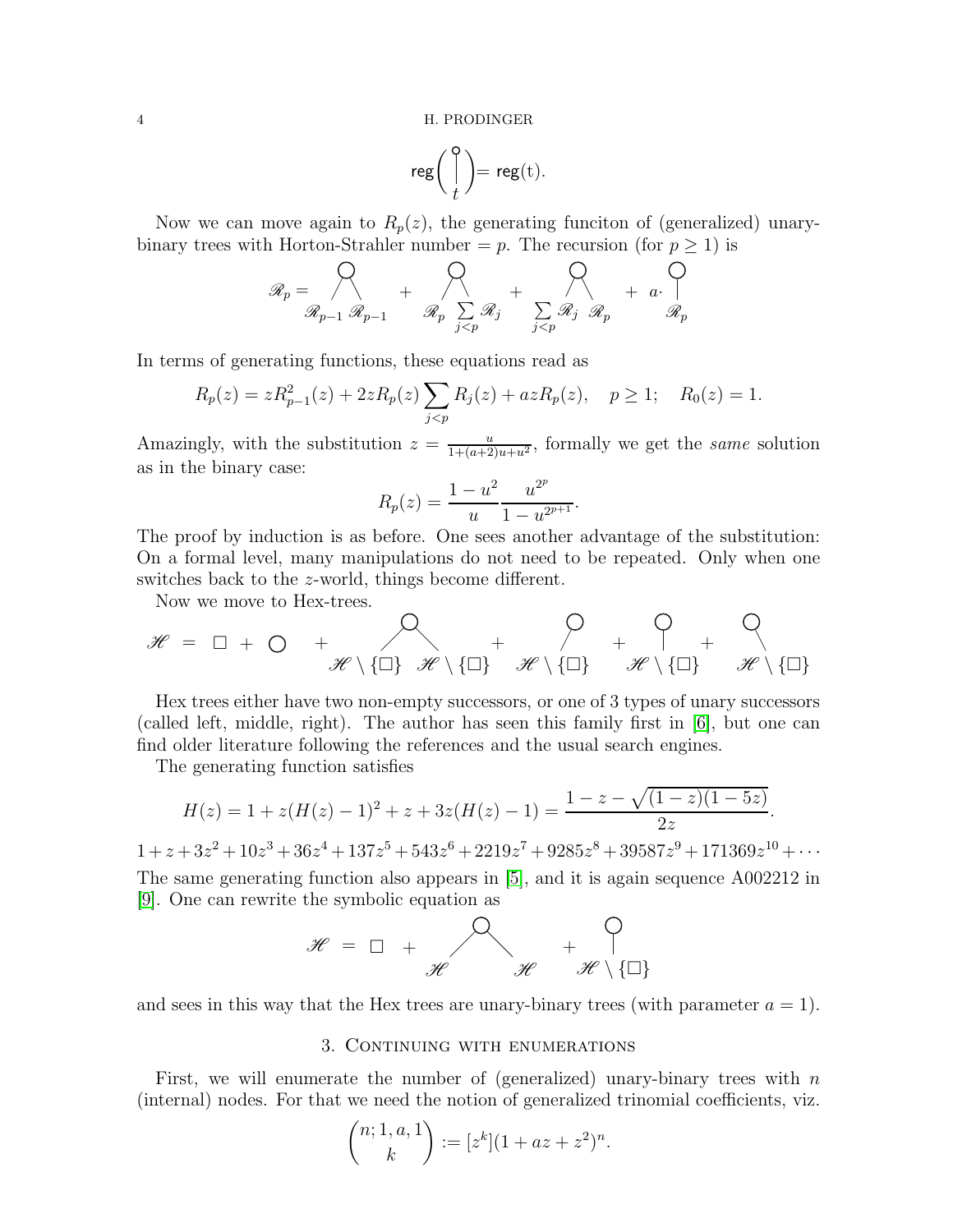$$\mathsf{reg}\Bigg(\begin{array}{c}\circ\\ |\\ t\end{array}\Bigg) = \mathsf{reg}(\mathrm{t}).$$

Now we can move again to $R_p(z)$, the generating funciton of (generalized) unary-binary trees with Horton-Strahler number $= p$. The recursion (for $p \geq 1$) is

$$\mathscr{R}_p = \begin{array}{c}\bigcirc\\ \diagup\;\diagdown\\ \mathscr{R}_{p-1}\;\mathscr{R}_{p-1}\end{array} + \begin{array}{c}\bigcirc\\ \diagup\;\diagdown\\ \mathscr{R}_p\;\sum\limits_{j<p}\mathscr{R}_j\end{array} + \begin{array}{c}\bigcirc\\ \diagup\;\diagdown\\ \sum\limits_{j<p}\mathscr{R}_j\;\mathscr{R}_p\end{array} + a\cdot\begin{array}{c}\bigcirc\\ |\\ \mathscr{R}_p\end{array}$$

In terms of generating functions, these equations read as

$$R_p(z) = zR_{p-1}^2(z) + 2zR_p(z)\sum_{j<p}R_j(z) + azR_p(z), \quad p \geq 1; \quad R_0(z) = 1.$$

Amazingly, with the substitution $z = \frac{u}{1+(a+2)u+u^2}$, formally we get the *same* solution as in the binary case:

$$R_p(z) = \frac{1-u^2}{u}\frac{u^{2^p}}{1-u^{2^{p+1}}}.$$

The proof by induction is as before. One sees another advantage of the substitution: On a formal level, many manipulations do not need to be repeated. Only when one switches back to the $z$-world, things become different.

Now we move to Hex-trees.

$$\mathscr{H} = \square + \bigcirc + \begin{array}{c}\bigcirc\\ \diagup\;\diagdown\\ \mathscr{H}\setminus\{\square\}\;\;\mathscr{H}\setminus\{\square\}\end{array} + \begin{array}{c}\bigcirc\\ \diagup\\ \mathscr{H}\setminus\{\square\}\end{array} + \begin{array}{c}\bigcirc\\ |\\ \mathscr{H}\setminus\{\square\}\end{array} + \begin{array}{c}\bigcirc\\ \diagdown\\ \mathscr{H}\setminus\{\square\}\end{array}$$

Hex trees either have two non-empty successors, or one of 3 types of unary successors (called left, middle, right). The author has seen this family first in [6], but one can find older literature following the references and the usual search engines.

The generating function satisfies

$$H(z) = 1 + z(H(z)-1)^2 + z + 3z(H(z)-1) = \frac{1-z-\sqrt{(1-z)(1-5z)}}{2z}.$$

$1 + z + 3z^2 + 10z^3 + 36z^4 + 137z^5 + 543z^6 + 2219z^7 + 9285z^8 + 39587z^9 + 171369z^{10} + \cdots$

The same generating function also appears in [5], and it is again sequence A002212 in [9]. One can rewrite the symbolic equation as

$$\mathscr{H} = \square + \begin{array}{c}\bigcirc\\ \diagup\;\diagdown\\ \mathscr{H}\;\;\;\mathscr{H}\end{array} + \begin{array}{c}\bigcirc\\ |\\ \mathscr{H}\setminus\{\square\}\end{array}$$

and sees in this way that the Hex trees are unary-binary trees (with parameter $a = 1$).

## 3. Continuing with enumerations

First, we will enumerate the number of (generalized) unary-binary trees with $n$ (internal) nodes. For that we need the notion of generalized trinomial coefficients, viz.

$$\binom{n;1,a,1}{k} := [z^k](1+az+z^2)^n.$$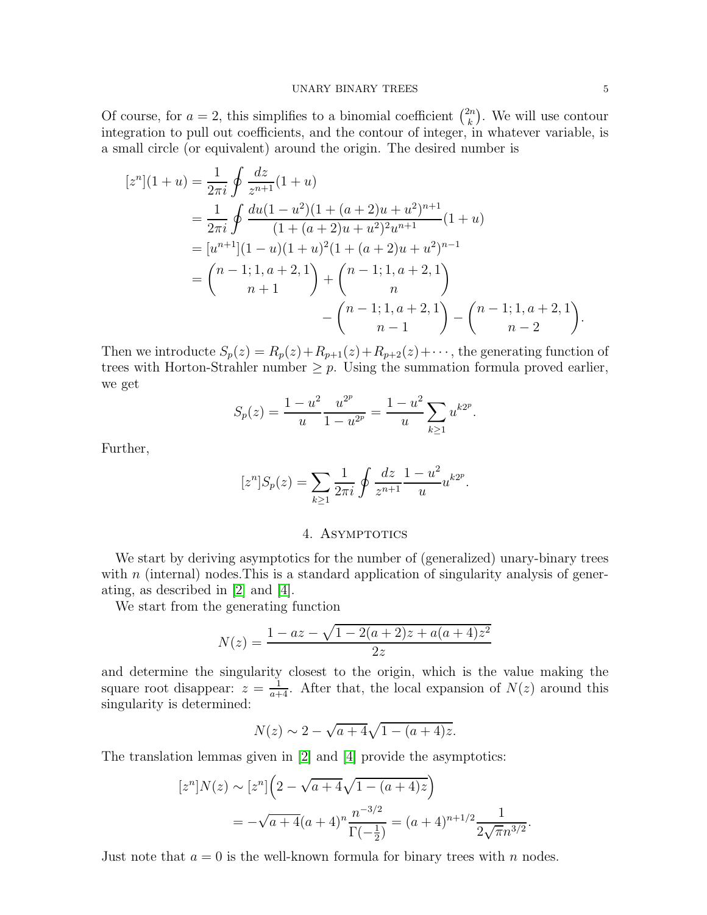Of course, for $a = 2$, this simplifies to a binomial coefficient $\binom{2n}{k}$. We will use contour integration to pull out coefficients, and the contour of integer, in whatever variable, is a small circle (or equivalent) around the origin. The desired number is

$$
\begin{aligned}
[z^n](1+u) &= \frac{1}{2\pi i}\oint \frac{dz}{z^{n+1}}(1+u) \\
&= \frac{1}{2\pi i}\oint \frac{du(1-u^2)(1+(a+2)u+u^2)^{n+1}}{(1+(a+2)u+u^2)^2 u^{n+1}}(1+u) \\
&= [u^{n+1}](1-u)(1+u)^2(1+(a+2)u+u^2)^{n-1} \\
&= \binom{n-1;1,a+2,1}{n+1} + \binom{n-1;1,a+2,1}{n} \\
&\qquad\qquad - \binom{n-1;1,a+2,1}{n-1} - \binom{n-1;1,a+2,1}{n-2}.
\end{aligned}
$$

Then we introducte $S_p(z) = R_p(z) + R_{p+1}(z) + R_{p+2}(z) + \cdots$, the generating function of trees with Horton-Strahler number $\geq p$. Using the summation formula proved earlier, we get

$$
S_p(z) = \frac{1-u^2}{u}\frac{u^{2^p}}{1-u^{2^p}} = \frac{1-u^2}{u}\sum_{k\geq 1} u^{k2^p}.
$$

Further,

$$
[z^n]S_p(z) = \sum_{k\geq 1}\frac{1}{2\pi i}\oint \frac{dz}{z^{n+1}}\frac{1-u^2}{u}u^{k2^p}.
$$

## 4. Asymptotics

We start by deriving asymptotics for the number of (generalized) unary-binary trees with $n$ (internal) nodes.This is a standard application of singularity analysis of generating, as described in [2] and [4].

We start from the generating function

$$
N(z) = \frac{1 - az - \sqrt{1 - 2(a+2)z + a(a+4)z^2}}{2z}
$$

and determine the singularity closest to the origin, which is the value making the square root disappear: $z = \frac{1}{a+4}$. After that, the local expansion of $N(z)$ around this singularity is determined:

$$
N(z) \sim 2 - \sqrt{a+4}\sqrt{1-(a+4)z}.
$$

The translation lemmas given in [2] and [4] provide the asymptotics:

$$
\begin{aligned}
[z^n]N(z) &\sim [z^n]\Big(2 - \sqrt{a+4}\sqrt{1-(a+4)z}\Big) \\
&= -\sqrt{a+4}(a+4)^n \frac{n^{-3/2}}{\Gamma(-\frac{1}{2})} = (a+4)^{n+1/2}\frac{1}{2\sqrt{\pi}n^{3/2}}.
\end{aligned}
$$

Just note that $a = 0$ is the well-known formula for binary trees with $n$ nodes.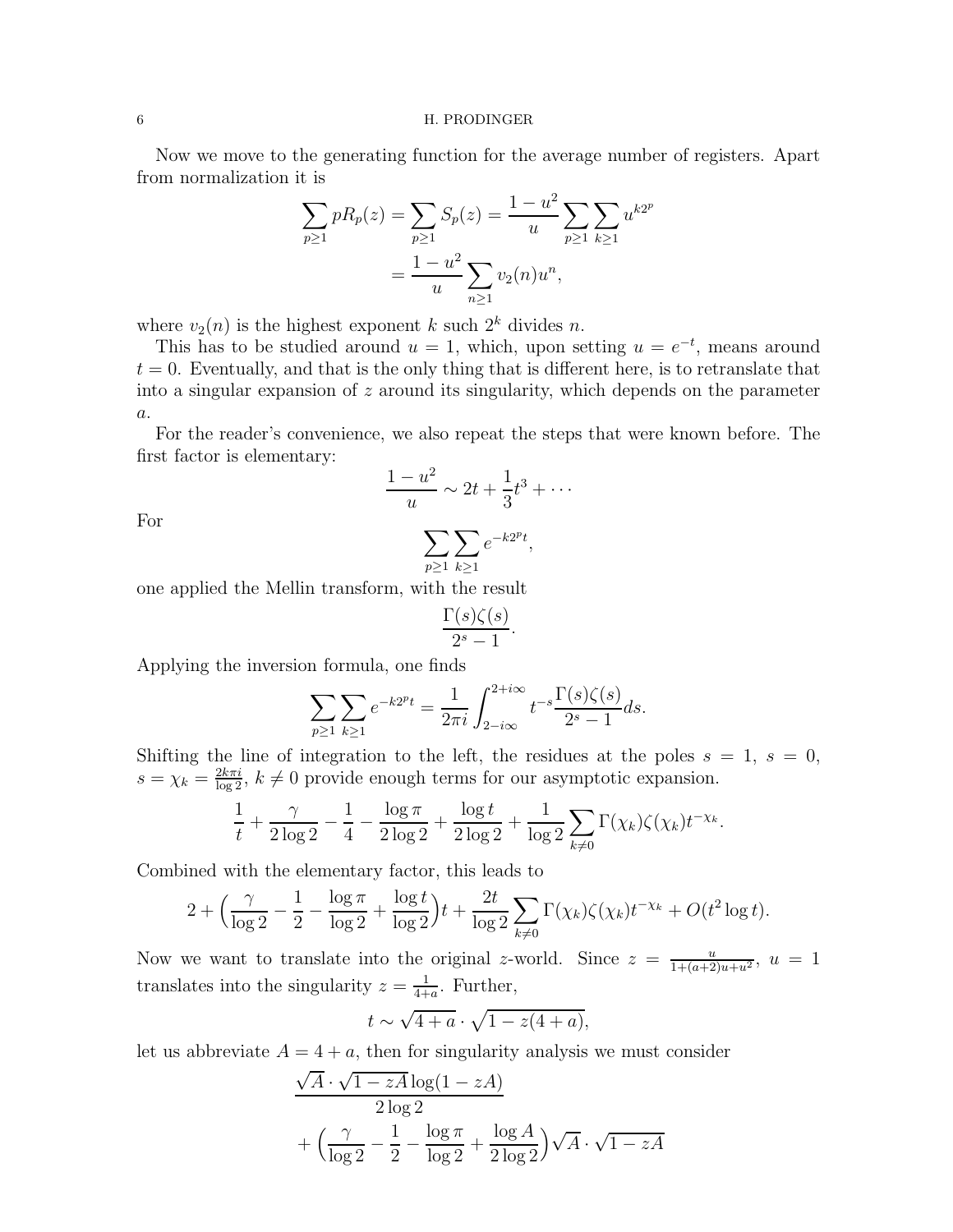Now we move to the generating function for the average number of registers. Apart from normalization it is

$$\sum_{p\ge 1} pR_p(z) = \sum_{p\ge 1} S_p(z) = \frac{1-u^2}{u}\sum_{p\ge 1}\sum_{k\ge 1} u^{k2^p}$$
$$= \frac{1-u^2}{u}\sum_{n\ge 1} v_2(n)u^n,$$

where $v_2(n)$ is the highest exponent $k$ such $2^k$ divides $n$.

This has to be studied around $u=1$, which, upon setting $u=e^{-t}$, means around $t=0$. Eventually, and that is the only thing that is different here, is to retranslate that into a singular expansion of $z$ around its singularity, which depends on the parameter $a$.

For the reader's convenience, we also repeat the steps that were known before. The first factor is elementary:

$$\frac{1-u^2}{u} \sim 2t + \frac{1}{3}t^3 + \cdots$$

For

$$\sum_{p\ge 1}\sum_{k\ge 1} e^{-k2^p t},$$

one applied the Mellin transform, with the result

$$\frac{\Gamma(s)\zeta(s)}{2^s-1}.$$

Applying the inversion formula, one finds

$$\sum_{p\ge 1}\sum_{k\ge 1} e^{-k2^p t} = \frac{1}{2\pi i}\int_{2-i\infty}^{2+i\infty} t^{-s}\frac{\Gamma(s)\zeta(s)}{2^s-1}ds.$$

Shifting the line of integration to the left, the residues at the poles $s=1$, $s=0$, $s=\chi_k=\frac{2k\pi i}{\log 2}$, $k\ne 0$ provide enough terms for our asymptotic expansion.

$$\frac{1}{t} + \frac{\gamma}{2\log 2} - \frac{1}{4} - \frac{\log \pi}{2\log 2} + \frac{\log t}{2\log 2} + \frac{1}{\log 2}\sum_{k\ne 0}\Gamma(\chi_k)\zeta(\chi_k)t^{-\chi_k}.$$

Combined with the elementary factor, this leads to

$$2 + \Big(\frac{\gamma}{\log 2} - \frac{1}{2} - \frac{\log \pi}{\log 2} + \frac{\log t}{\log 2}\Big)t + \frac{2t}{\log 2}\sum_{k\ne 0}\Gamma(\chi_k)\zeta(\chi_k)t^{-\chi_k} + O(t^2\log t).$$

Now we want to translate into the original $z$-world. Since $z=\frac{u}{1+(a+2)u+u^2}$, $u=1$ translates into the singularity $z=\frac{1}{4+a}$. Further,

$$t \sim \sqrt{4+a}\cdot\sqrt{1-z(4+a)},$$

let us abbreviate $A=4+a$, then for singularity analysis we must consider

$$\frac{\sqrt{A}\cdot\sqrt{1-zA}\log(1-zA)}{2\log 2}$$
$$+\Big(\frac{\gamma}{\log 2} - \frac{1}{2} - \frac{\log \pi}{\log 2} + \frac{\log A}{2\log 2}\Big)\sqrt{A}\cdot\sqrt{1-zA}$$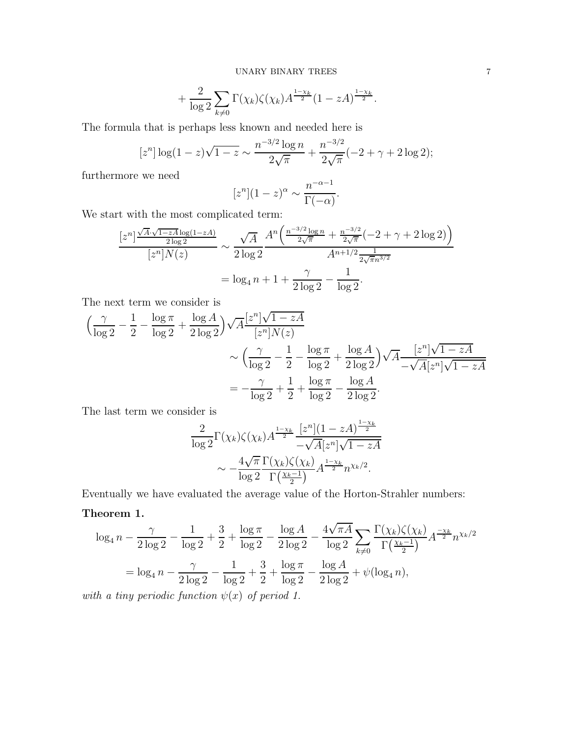$$+\frac{2}{\log 2}\sum_{k\neq 0}\Gamma(\chi_k)\zeta(\chi_k)A^{\frac{1-\chi_k}{2}}(1-zA)^{\frac{1-\chi_k}{2}}.$$

The formula that is perhaps less known and needed here is

$$[z^n]\log(1-z)\sqrt{1-z}\sim\frac{n^{-3/2}\log n}{2\sqrt{\pi}}+\frac{n^{-3/2}}{2\sqrt{\pi}}(-2+\gamma+2\log 2);$$

furthermore we need

$$[z^n](1-z)^{\alpha}\sim\frac{n^{-\alpha-1}}{\Gamma(-\alpha)}.$$

We start with the most complicated term:

$$\begin{aligned}\frac{[z^n]\frac{\sqrt{A}\cdot\sqrt{1-zA}\log(1-zA)}{2\log 2}}{[z^n]N(z)}&\sim\frac{\sqrt{A}}{2\log 2}\frac{A^n\Big(\frac{n^{-3/2}\log n}{2\sqrt{\pi}}+\frac{n^{-3/2}}{2\sqrt{\pi}}(-2+\gamma+2\log 2)\Big)}{A^{n+1/2}\frac{1}{2\sqrt{\pi}n^{3/2}}}\\&=\log_4 n+1+\frac{\gamma}{2\log 2}-\frac{1}{\log 2}.\end{aligned}$$

The next term we consider is

$$\begin{aligned}&\Big(\frac{\gamma}{\log 2}-\frac{1}{2}-\frac{\log\pi}{\log 2}+\frac{\log A}{2\log 2}\Big)\sqrt{A}\frac{[z^n]\sqrt{1-zA}}{[z^n]N(z)}\\&\qquad\sim\Big(\frac{\gamma}{\log 2}-\frac{1}{2}-\frac{\log\pi}{\log 2}+\frac{\log A}{2\log 2}\Big)\sqrt{A}\frac{[z^n]\sqrt{1-zA}}{-\sqrt{A}[z^n]\sqrt{1-zA}}\\&\qquad=-\frac{\gamma}{\log 2}+\frac{1}{2}+\frac{\log\pi}{\log 2}-\frac{\log A}{2\log 2}.\end{aligned}$$

The last term we consider is

$$\begin{aligned}&\frac{2}{\log 2}\Gamma(\chi_k)\zeta(\chi_k)A^{\frac{1-\chi_k}{2}}\frac{[z^n](1-zA)^{\frac{1-\chi_k}{2}}}{-\sqrt{A}[z^n]\sqrt{1-zA}}\\&\qquad\sim-\frac{4\sqrt{\pi}}{\log 2}\frac{\Gamma(\chi_k)\zeta(\chi_k)}{\Gamma\big(\frac{\chi_k-1}{2}\big)}A^{\frac{1-\chi_k}{2}}n^{\chi_k/2}.\end{aligned}$$

Eventually we have evaluated the average value of the Horton-Strahler numbers:

**Theorem 1.**

$$\begin{aligned}&\log_4 n-\frac{\gamma}{2\log 2}-\frac{1}{\log 2}+\frac{3}{2}+\frac{\log\pi}{\log 2}-\frac{\log A}{2\log 2}-\frac{4\sqrt{\pi A}}{\log 2}\sum_{k\neq 0}\frac{\Gamma(\chi_k)\zeta(\chi_k)}{\Gamma\big(\frac{\chi_k-1}{2}\big)}A^{\frac{-\chi_k}{2}}n^{\chi_k/2}\\&\quad=\log_4 n-\frac{\gamma}{2\log 2}-\frac{1}{\log 2}+\frac{3}{2}+\frac{\log\pi}{\log 2}-\frac{\log A}{2\log 2}+\psi(\log_4 n),\end{aligned}$$

*with a tiny periodic function $\psi(x)$ of period 1.*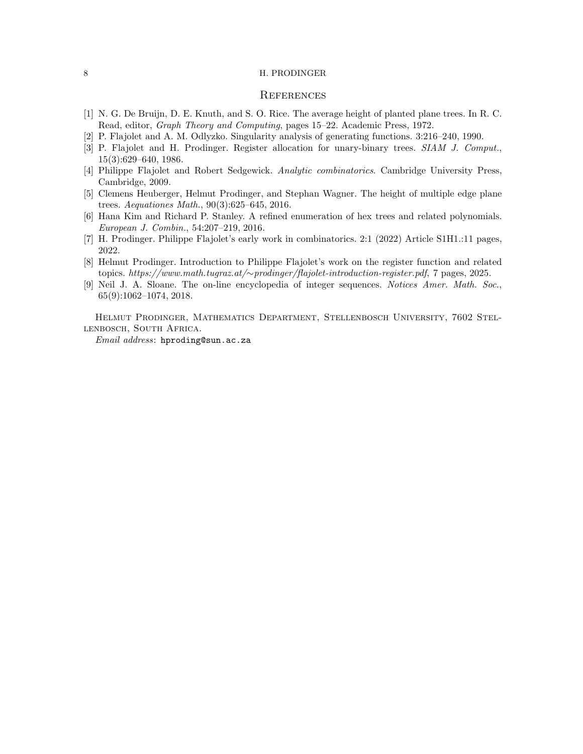## References

[1] N. G. De Bruijn, D. E. Knuth, and S. O. Rice. The average height of planted plane trees. In R. C. Read, editor, *Graph Theory and Computing*, pages 15–22. Academic Press, 1972.

[2] P. Flajolet and A. M. Odlyzko. Singularity analysis of generating functions. 3:216–240, 1990.

[3] P. Flajolet and H. Prodinger. Register allocation for unary-binary trees. *SIAM J. Comput.*, 15(3):629–640, 1986.

[4] Philippe Flajolet and Robert Sedgewick. *Analytic combinatorics*. Cambridge University Press, Cambridge, 2009.

[5] Clemens Heuberger, Helmut Prodinger, and Stephan Wagner. The height of multiple edge plane trees. *Aequationes Math.*, 90(3):625–645, 2016.

[6] Hana Kim and Richard P. Stanley. A refined enumeration of hex trees and related polynomials. *European J. Combin.*, 54:207–219, 2016.

[7] H. Prodinger. Philippe Flajolet's early work in combinatorics. 2:1 (2022) Article S1H1.:11 pages, 2022.

[8] Helmut Prodinger. Introduction to Philippe Flajolet's work on the register function and related topics. *https://www.math.tugraz.at/∼prodinger/flajolet-introduction-register.pdf*, 7 pages, 2025.

[9] Neil J. A. Sloane. The on-line encyclopedia of integer sequences. *Notices Amer. Math. Soc.*, 65(9):1062–1074, 2018.

Helmut Prodinger, Mathematics Department, Stellenbosch University, 7602 Stellenbosch, South Africa.

*Email address*: `hproding@sun.ac.za`